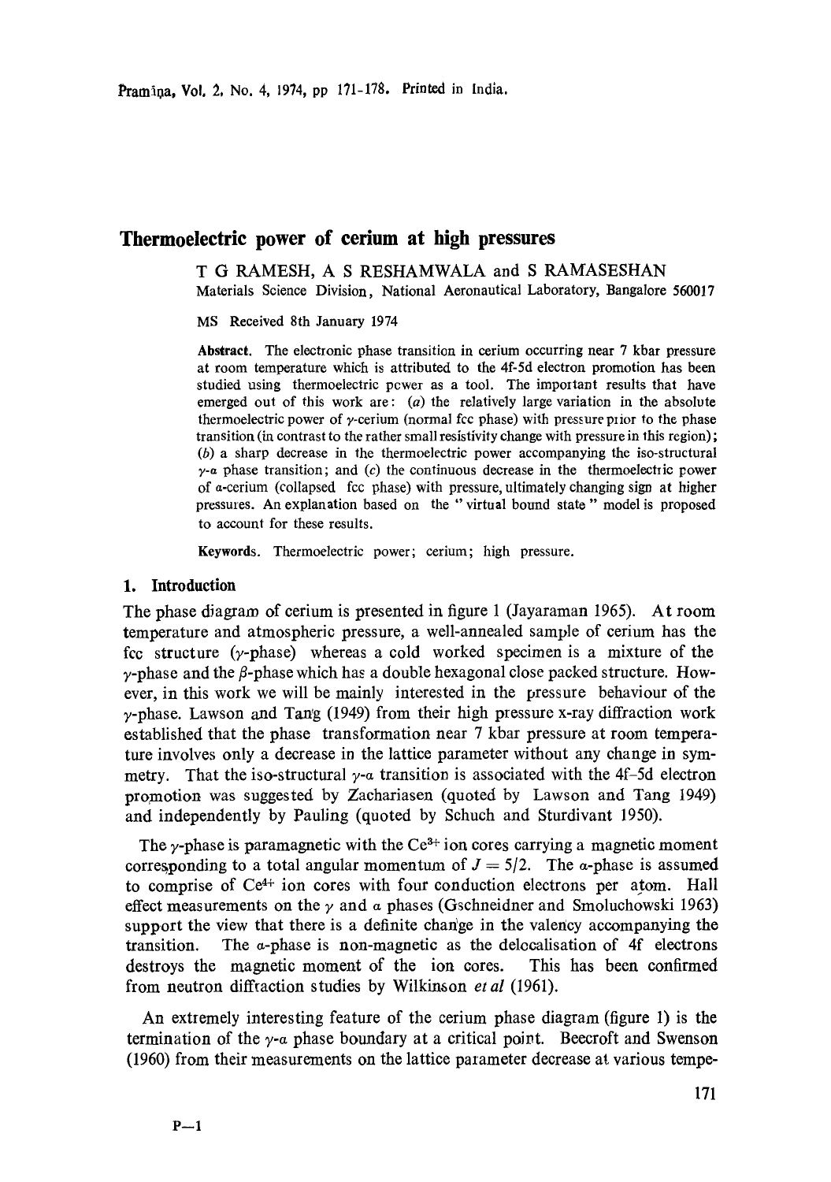# Thermoelectric power of cerium at high pressures

T G RAMESH, A S RESHAMWALA and S RAMASESHAN

Materials Science Division, National Aeronautical Laboratory, Bangalore 560017

MS Received 8th January 1974

**Abstract.** The electronic phase transition in cerium occurring near 7 kbar pressure at room temperature which is attributed to the 4f-5d electron promotion has been studied using thermoelectric power as a tool. The important results that have emerged out of this work are: (*a*) the relatively large variation in the absolute thermoelectric power of $\gamma$-cerium (normal fcc phase) with pressure prior to the phase transition (in contrast to the rather small resistivity change with pressure in this region); (*b*) a sharp decrease in the thermoelectric power accompanying the iso-structural $\gamma$-$\alpha$ phase transition; and (*c*) the continuous decrease in the thermoelectric power of $\alpha$-cerium (collapsed fcc phase) with pressure, ultimately changing sign at higher pressures. An explanation based on the "virtual bound state" model is proposed to account for these results.

**Keywords.** Thermoelectric power; cerium; high pressure.

## 1. Introduction

The phase diagram of cerium is presented in figure 1 (Jayaraman 1965). At room temperature and atmospheric pressure, a well-annealed sample of cerium has the fcc structure ($\gamma$-phase) whereas a cold worked specimen is a mixture of the $\gamma$-phase and the $\beta$-phase which has a double hexagonal close packed structure. However, in this work we will be mainly interested in the pressure behaviour of the $\gamma$-phase. Lawson and Tang (1949) from their high pressure x-ray diffraction work established that the phase transformation near 7 kbar pressure at room temperature involves only a decrease in the lattice parameter without any change in symmetry. That the iso-structural $\gamma$-$\alpha$ transition is associated with the 4f–5d electron promotion was suggested by Zachariasen (quoted by Lawson and Tang 1949) and independently by Pauling (quoted by Schuch and Sturdivant 1950).

The $\gamma$-phase is paramagnetic with the $Ce^{3+}$ ion cores carrying a magnetic moment corresponding to a total angular momentum of $J = 5/2$. The $\alpha$-phase is assumed to comprise of $Ce^{4+}$ ion cores with four conduction electrons per atom. Hall effect measurements on the $\gamma$ and $\alpha$ phases (Gschneidner and Smoluchowski 1963) support the view that there is a definite change in the valency accompanying the transition. The $\alpha$-phase is non-magnetic as the delocalisation of 4f electrons destroys the magnetic moment of the ion cores. This has been confirmed from neutron diffraction studies by Wilkinson *et al* (1961).

An extremely interesting feature of the cerium phase diagram (figure 1) is the termination of the $\gamma$-$\alpha$ phase boundary at a critical point. Beecroft and Swenson (1960) from their measurements on the lattice parameter decrease at various tempe-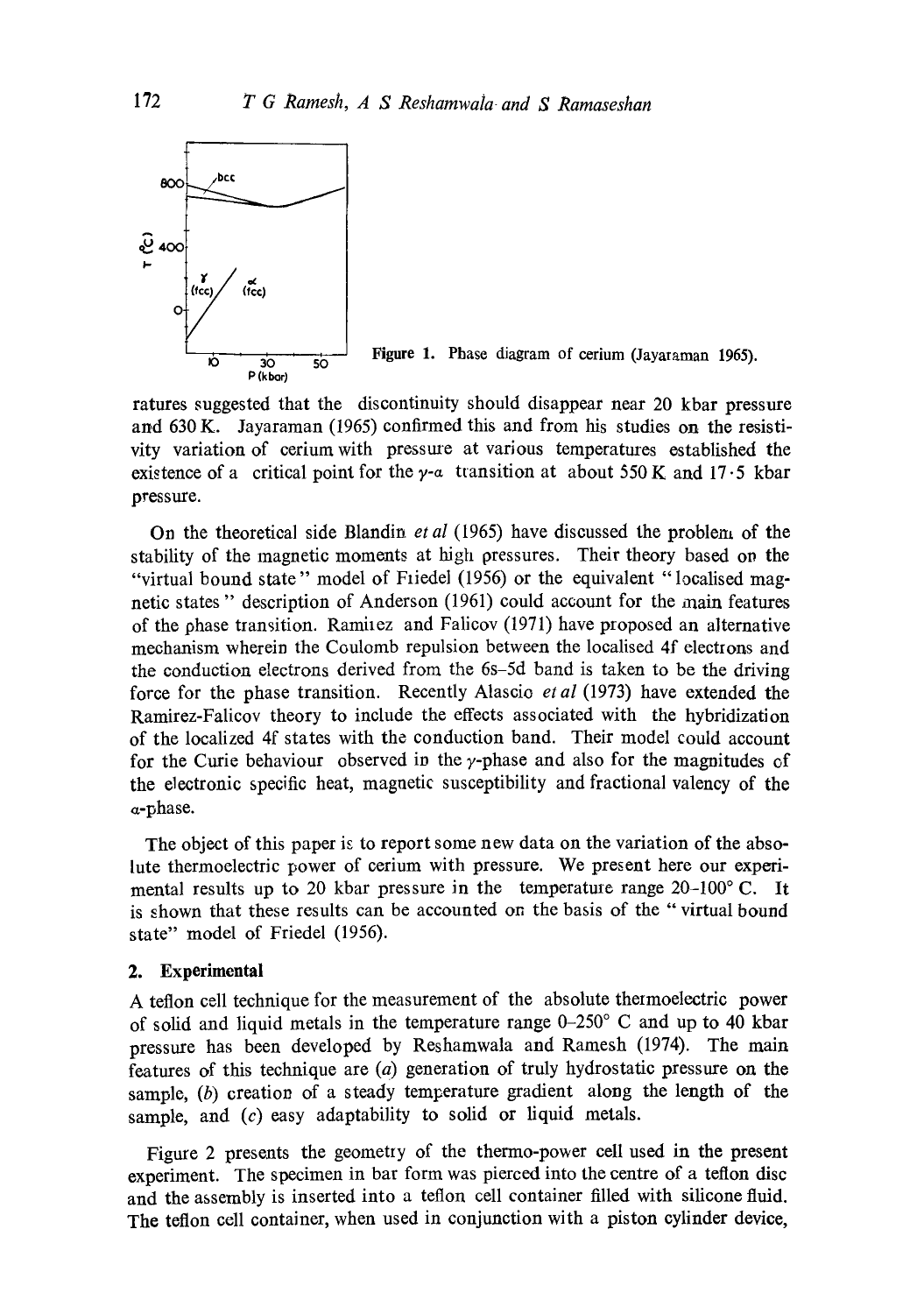Figure 1. Phase diagram of cerium (Jayaraman 1965).

ratures suggested that the discontinuity should disappear near 20 kbar pressure and 630 K. Jayaraman (1965) confirmed this and from his studies on the resistivity variation of cerium with pressure at various temperatures established the existence of a critical point for the $\gamma$-$\alpha$ transition at about 550 K and 17·5 kbar pressure.

On the theoretical side Blandin *et al* (1965) have discussed the problem of the stability of the magnetic moments at high pressures. Their theory based on the "virtual bound state" model of Friedel (1956) or the equivalent "localised magnetic states" description of Anderson (1961) could account for the main features of the phase transition. Ramirez and Falicov (1971) have proposed an alternative mechanism wherein the Coulomb repulsion between the localised 4f electrons and the conduction electrons derived from the 6s–5d band is taken to be the driving force for the phase transition. Recently Alascio *et al* (1973) have extended the Ramirez-Falicov theory to include the effects associated with the hybridization of the localized 4f states with the conduction band. Their model could account for the Curie behaviour observed in the $\gamma$-phase and also for the magnitudes of the electronic specific heat, magnetic susceptibility and fractional valency of the $\alpha$-phase.

The object of this paper is to report some new data on the variation of the absolute thermoelectric power of cerium with pressure. We present here our experimental results up to 20 kbar pressure in the temperature range 20–100° C. It is shown that these results can be accounted on the basis of the "virtual bound state" model of Friedel (1956).

## 2. Experimental

A teflon cell technique for the measurement of the absolute thermoelectric power of solid and liquid metals in the temperature range 0–250° C and up to 40 kbar pressure has been developed by Reshamwala and Ramesh (1974). The main features of this technique are (*a*) generation of truly hydrostatic pressure on the sample, (*b*) creation of a steady temperature gradient along the length of the sample, and (*c*) easy adaptability to solid or liquid metals.

Figure 2 presents the geometry of the thermo-power cell used in the present experiment. The specimen in bar form was pierced into the centre of a teflon disc and the assembly is inserted into a teflon cell container filled with silicone fluid. The teflon cell container, when used in conjunction with a piston cylinder device,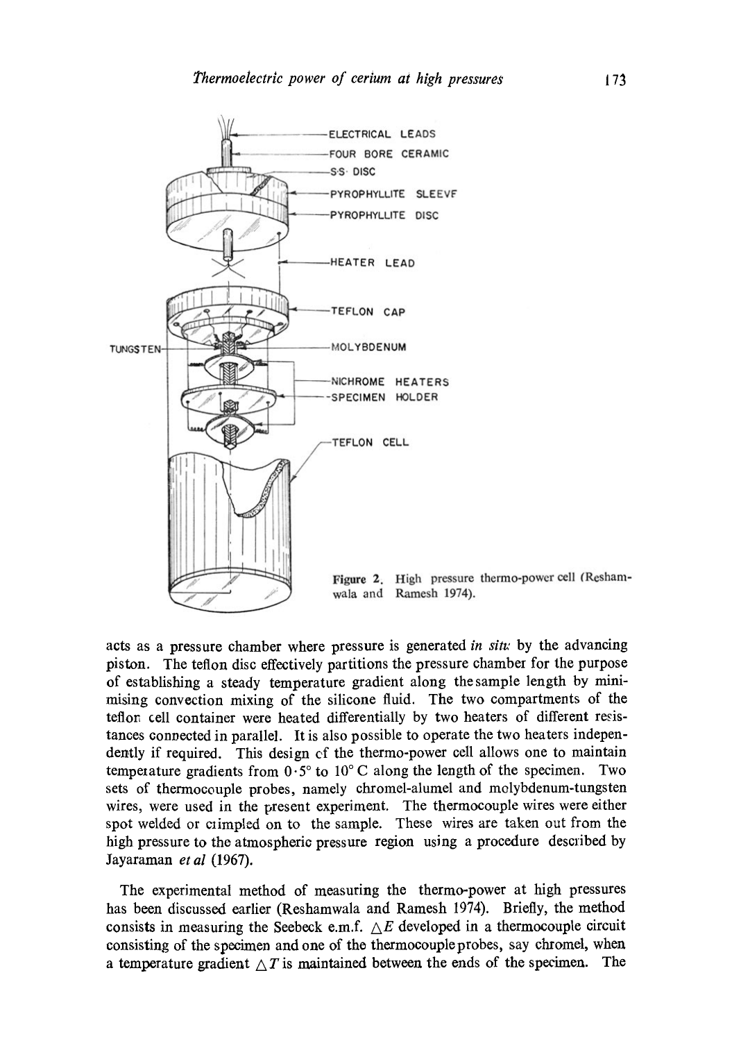Figure 2. High pressure thermo-power cell (Reshamwala and Ramesh 1974).

acts as a pressure chamber where pressure is generated *in situ* by the advancing piston. The teflon disc effectively partitions the pressure chamber for the purpose of establishing a steady temperature gradient along the sample length by minimising convection mixing of the silicone fluid. The two compartments of the teflon cell container were heated differentially by two heaters of different resistances connected in parallel. It is also possible to operate the two heaters independently if required. This design of the thermo-power cell allows one to maintain temperature gradients from $0 \cdot 5°$ to $10°$ C along the length of the specimen. Two sets of thermocouple probes, namely chromel-alumel and molybdenum-tungsten wires, were used in the present experiment. The thermocouple wires were either spot welded or crimpled on to the sample. These wires are taken out from the high pressure to the atmospheric pressure region using a procedure described by Jayaraman *et al* (1967).

The experimental method of measuring the thermo-power at high pressures has been discussed earlier (Reshamwala and Ramesh 1974). Briefly, the method consists in measuring the Seebeck e.m.f. $\triangle E$ developed in a thermocouple circuit consisting of the specimen and one of the thermocouple probes, say chromel, when a temperature gradient $\triangle T$ is maintained between the ends of the specimen. The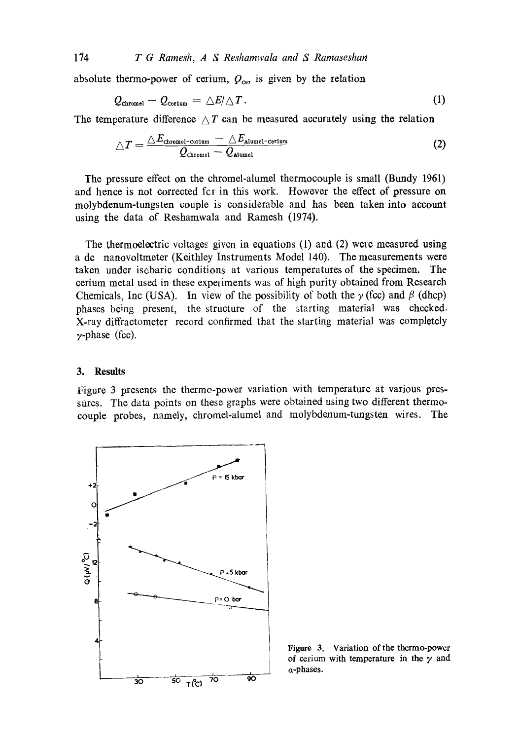absolute thermo-power of cerium, $Q_{ce}$, is given by the relation

$$Q_{\text{chromel}} - Q_{\text{cerium}} = \triangle E/\triangle T. \tag{1}$$

The temperature difference $\triangle T$ can be measured accurately using the relation

$$\triangle T = \frac{\triangle E_{\text{chromel-cerium}} - \triangle E_{\text{Alumel-cerium}}}{Q_{\text{chromel}} - Q_{\text{Alumel}}} \tag{2}$$

The pressure effect on the chromel-alumel thermocouple is small (Bundy 1961) and hence is not corrected for in this work. However the effect of pressure on molybdenum-tungsten couple is considerable and has been taken into account using the data of Reshamwala and Ramesh (1974).

The thermoelectric voltages given in equations (1) and (2) were measured using a dc nanovoltmeter (Keithley Instruments Model 140). The measurements were taken under isobaric conditions at various temperatures of the specimen. The cerium metal used in these experiments was of high purity obtained from Research Chemicals, Inc (USA). In view of the possibility of both the $\gamma$ (fcc) and $\beta$ (dhcp) phases being present, the structure of the starting material was checked. X-ray diffractometer record confirmed that the starting material was completely $\gamma$-phase (fcc).

## 3. Results

Figure 3 presents the thermo-power variation with temperature at various pressures. The data points on these graphs were obtained using two different thermocouple probes, namely, chromel-alumel and molybdenum-tungsten wires. The

Figure 3. Variation of the thermo-power of cerium with temperature in the $\gamma$ and $\alpha$-phases.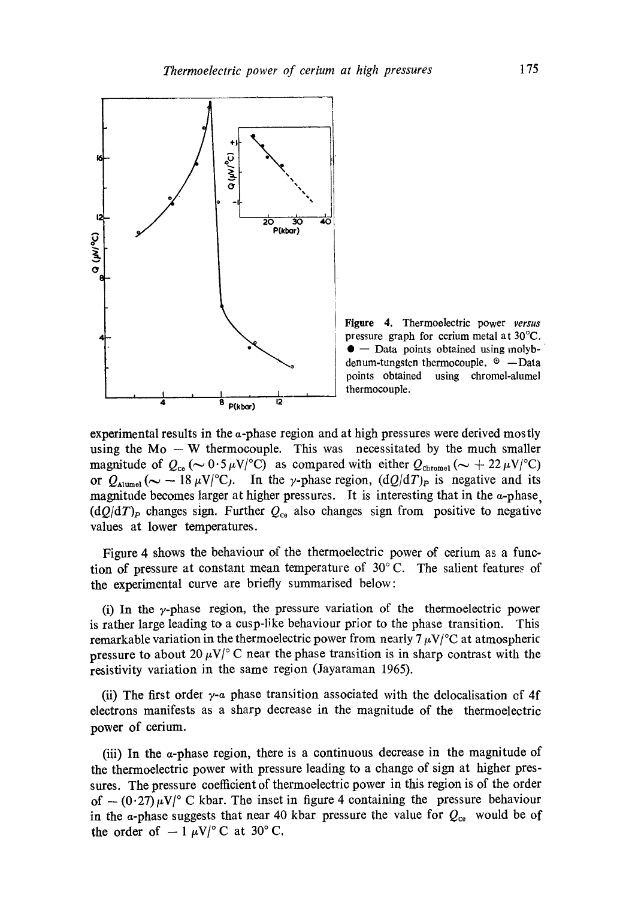Figure 4. Thermoelectric power *versus* pressure graph for cerium metal at 30°C. ● — Data points obtained using molybdenum-tungsten thermocouple. ⊙ —Data points obtained using chromel-alumel thermocouple.

experimental results in the α-phase region and at high pressures were derived mostly using the Mo — W thermocouple. This was necessitated by the much smaller magnitude of $Q_{Ce}$ ($\sim 0 \cdot 5\ \mu V/°C$) as compared with either $Q_{Chromel}$ ($\sim +22\ \mu V/°C$) or $Q_{Alumel}$ ($\sim -18\ \mu V/°C$). In the γ-phase region, $(dQ/dT)_P$ is negative and its magnitude becomes larger at higher pressures. It is interesting that in the α-phase, $(dQ/dT)_P$ changes sign. Further $Q_{Ce}$ also changes sign from positive to negative values at lower temperatures.

Figure 4 shows the behaviour of the thermoelectric power of cerium as a function of pressure at constant mean temperature of 30° C. The salient features of the experimental curve are briefly summarised below:

(i) In the γ-phase region, the pressure variation of the thermoelectric power is rather large leading to a cusp-like behaviour prior to the phase transition. This remarkable variation in the thermoelectric power from nearly 7 μV/°C at atmospheric pressure to about 20 μV/° C near the phase transition is in sharp contrast with the resistivity variation in the same region (Jayaraman 1965).

(ii) The first order γ-α phase transition associated with the delocalisation of 4f electrons manifests as a sharp decrease in the magnitude of the thermoelectric power of cerium.

(iii) In the α-phase region, there is a continuous decrease in the magnitude of the thermoelectric power with pressure leading to a change of sign at higher pressures. The pressure coefficient of thermoelectric power in this region is of the order of $-(0 \cdot 27)\ \mu V/°$ C kbar. The inset in figure 4 containing the pressure behaviour in the α-phase suggests that near 40 kbar pressure the value for $Q_{Ce}$ would be of the order of $-1\ \mu V/°$ C at 30° C.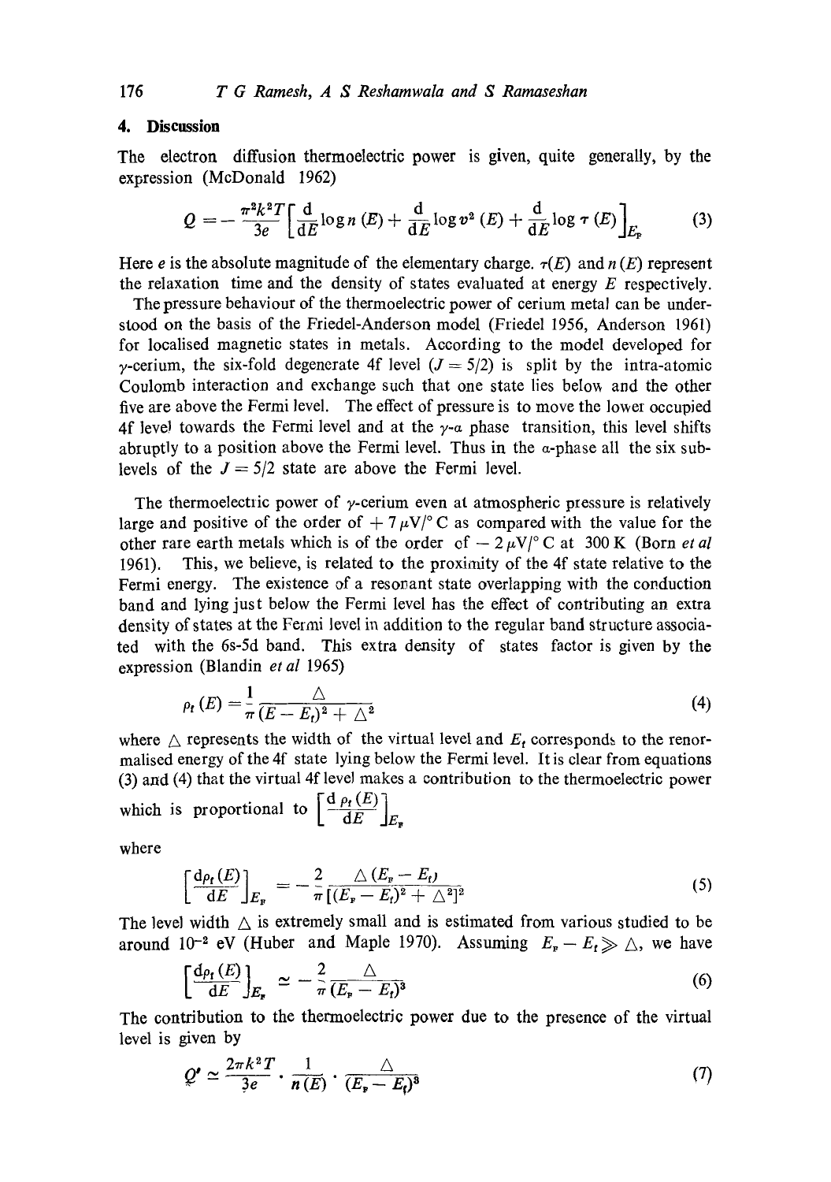## 4. Discussion

The electron diffusion thermoelectric power is given, quite generally, by the expression (McDonald 1962)

$$Q = -\frac{\pi^2 k^2 T}{3e}\left[\frac{\mathrm{d}}{\mathrm{d}E}\log n(E) + \frac{\mathrm{d}}{\mathrm{d}E}\log v^2(E) + \frac{\mathrm{d}}{\mathrm{d}E}\log \tau(E)\right]_{E_F} \tag{3}$$

Here $e$ is the absolute magnitude of the elementary charge. $\tau(E)$ and $n(E)$ represent the relaxation time and the density of states evaluated at energy $E$ respectively.

The pressure behaviour of the thermoelectric power of cerium metal can be understood on the basis of the Friedel-Anderson model (Friedel 1956, Anderson 1961) for localised magnetic states in metals. According to the model developed for $\gamma$-cerium, the six-fold degenerate 4f level ($J = 5/2$) is split by the intra-atomic Coulomb interaction and exchange such that one state lies below and the other five are above the Fermi level. The effect of pressure is to move the lower occupied 4f level towards the Fermi level and at the $\gamma$-$\alpha$ phase transition, this level shifts abruptly to a position above the Fermi level. Thus in the $\alpha$-phase all the six sub-levels of the $J = 5/2$ state are above the Fermi level.

The thermoelectric power of $\gamma$-cerium even at atmospheric pressure is relatively large and positive of the order of $+7\,\mu$V/°C as compared with the value for the other rare earth metals which is of the order of $-2\,\mu$V/°C at 300 K (Born *et al* 1961). This, we believe, is related to the proximity of the 4f state relative to the Fermi energy. The existence of a resonant state overlapping with the conduction band and lying just below the Fermi level has the effect of contributing an extra density of states at the Fermi level in addition to the regular band structure associated with the 6s-5d band. This extra density of states factor is given by the expression (Blandin *et al* 1965)

$$\rho_t(E) = \frac{1}{\pi}\frac{\triangle}{(E - E_t)^2 + \triangle^2} \tag{4}$$

where $\triangle$ represents the width of the virtual level and $E_t$ corresponds to the renormalised energy of the 4f state lying below the Fermi level. It is clear from equations (3) and (4) that the virtual 4f level makes a contribution to the thermoelectric power which is proportional to $\left[\frac{\mathrm{d}\rho_t(E)}{\mathrm{d}E}\right]_{E_F}$

where

$$\left[\frac{\mathrm{d}\rho_t(E)}{\mathrm{d}E}\right]_{E_F} = -\frac{2}{\pi}\frac{\triangle(E_F - E_t)}{[(E_F - E_t)^2 + \triangle^2]^2} \tag{5}$$

The level width $\triangle$ is extremely small and is estimated from various studied to be around $10^{-2}$ eV (Huber and Maple 1970). Assuming $E_F - E_t \gg \triangle$, we have

$$\left[\frac{\mathrm{d}\rho_t(E)}{\mathrm{d}E}\right]_{E_F} \simeq -\frac{2}{\pi}\frac{\triangle}{(E_F - E_t)^3} \tag{6}$$

The contribution to the thermoelectric power due to the presence of the virtual level is given by

$$Q' \simeq \frac{2\pi k^2 T}{3e}\cdot\frac{1}{n(E)}\cdot\frac{\triangle}{(E_F - E_t)^3} \tag{7}$$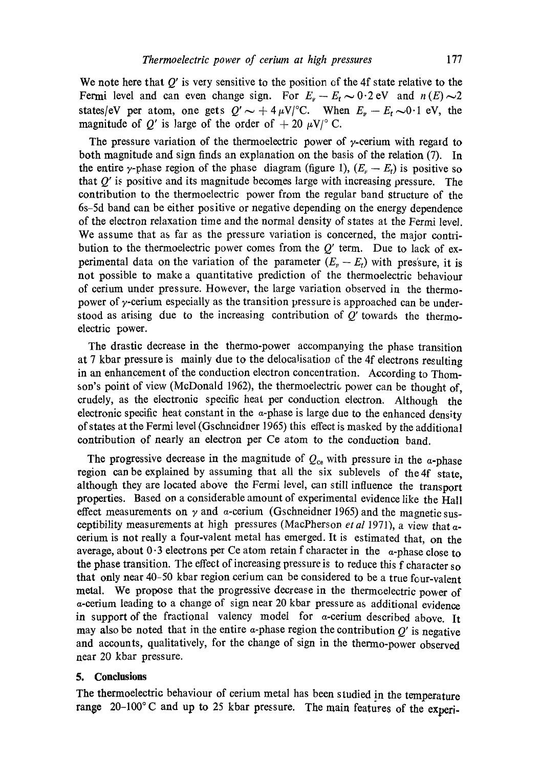We note here that $Q'$ is very sensitive to the position of the 4f state relative to the Fermi level and can even change sign. For $E_F - E_f \sim 0{\cdot}2$ eV and $n(E) \sim 2$ states/eV per atom, one gets $Q' \sim +4\,\mu$V/°C. When $E_F - E_f \sim 0{\cdot}1$ eV, the magnitude of $Q'$ is large of the order of $+20\,\mu$V/° C.

The pressure variation of the thermoelectric power of $\gamma$-cerium with regard to both magnitude and sign finds an explanation on the basis of the relation (7). In the entire $\gamma$-phase region of the phase diagram (figure 1), $(E_F - E_f)$ is positive so that $Q'$ is positive and its magnitude becomes large with increasing pressure. The contribution to the thermoelectric power from the regular band structure of the 6s–5d band can be either positive or negative depending on the energy dependence of the electron relaxation time and the normal density of states at the Fermi level. We assume that as far as the pressure variation is concerned, the major contribution to the thermoelectric power comes from the $Q'$ term. Due to lack of experimental data on the variation of the parameter $(E_F - E_f)$ with pressure, it is not possible to make a quantitative prediction of the thermoelectric behaviour of cerium under pressure. However, the large variation observed in the thermo-power of $\gamma$-cerium especially as the transition pressure is approached can be understood as arising due to the increasing contribution of $Q'$ towards the thermoelectric power.

The drastic decrease in the thermo-power accompanying the phase transition at 7 kbar pressure is mainly due to the delocalisation of the 4f electrons resulting in an enhancement of the conduction electron concentration. According to Thomson's point of view (McDonald 1962), the thermoelectric power can be thought of, crudely, as the electronic specific heat per conduction electron. Although the electronic specific heat constant in the $\alpha$-phase is large due to the enhanced density of states at the Fermi level (Gschneidner 1965) this effect is masked by the additional contribution of nearly an electron per Ce atom to the conduction band.

The progressive decrease in the magnitude of $Q_{Ce}$ with pressure in the $\alpha$-phase region can be explained by assuming that all the six sublevels of the 4f state, although they are located above the Fermi level, can still influence the transport properties. Based on a considerable amount of experimental evidence like the Hall effect measurements on $\gamma$ and $\alpha$-cerium (Gschneidner 1965) and the magnetic susceptibility measurements at high pressures (MacPherson *et al* 1971), a view that $\alpha$-cerium is not really a four-valent metal has emerged. It is estimated that, on the average, about $0{\cdot}3$ electrons per Ce atom retain f character in the $\alpha$-phase close to the phase transition. The effect of increasing pressure is to reduce this f character so that only near 40–50 kbar region cerium can be considered to be a true four-valent metal. We propose that the progressive decrease in the thermoelectric power of $\alpha$-cerium leading to a change of sign near 20 kbar pressure as additional evidence in support of the fractional valency model for $\alpha$-cerium described above. It may also be noted that in the entire $\alpha$-phase region the contribution $Q'$ is negative and accounts, qualitatively, for the change of sign in the thermo-power observed near 20 kbar pressure.

## 5. Conclusions

The thermoelectric behaviour of cerium metal has been studied in the temperature range 20–100° C and up to 25 kbar pressure. The main features of the experi-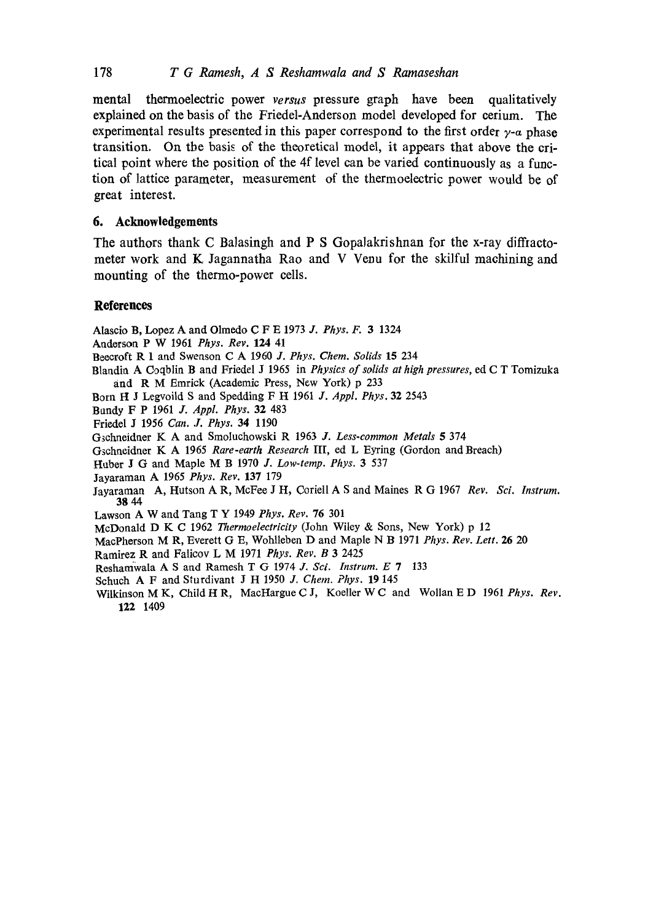mental thermoelectric power *versus* pressure graph have been qualitatively explained on the basis of the Friedel-Anderson model developed for cerium. The experimental results presented in this paper correspond to the first order $\gamma$-$\alpha$ phase transition. On the basis of the theoretical model, it appears that above the critical point where the position of the 4f level can be varied continuously as a function of lattice parameter, measurement of the thermoelectric power would be of great interest.

## 6. Acknowledgements

The authors thank C Balasingh and P S Gopalakrishnan for the x-ray diffractometer work and K Jagannatha Rao and V Venu for the skilful machining and mounting of the thermo-power cells.

## References

Alascio B, Lopez A and Olmedo C F E 1973 *J. Phys. F.* **3** 1324

Anderson P W 1961 *Phys. Rev.* **124** 41

Beecroft R I and Swenson C A 1960 *J. Phys. Chem. Solids* **15** 234

Blandin A Coqblin B and Friedel J 1965 in *Physics of solids at high pressures*, ed C T Tomizuka and R M Emrick (Academic Press, New York) p 233

Born H J Legvoild S and Spedding F H 1961 *J. Appl. Phys.* **32** 2543

Bundy F P 1961 *J. Appl. Phys.* **32** 483

Friedel J 1956 *Can. J. Phys.* **34** 1190

Gschneidner K A and Smoluchowski R 1963 *J. Less-common Metals* **5** 374

Gschneidner K A 1965 *Rare-earth Research* III, ed L Eyring (Gordon and Breach)

Huber J G and Maple M B 1970 *J. Low-temp. Phys.* **3** 537

Jayaraman A 1965 *Phys. Rev.* **137** 179

Jayaraman A, Hutson A R, McFee J H, Coriell A S and Maines R G 1967 *Rev. Sci. Instrum.* **38** 44

Lawson A W and Tang T Y 1949 *Phys. Rev.* **76** 301

McDonald D K C 1962 *Thermoelectricity* (John Wiley & Sons, New York) p 12

MacPherson M R, Everett G E, Wohlleben D and Maple N B 1971 *Phys. Rev. Lett.* **26** 20

Ramirez R and Falicov L M 1971 *Phys. Rev. B* **3** 2425

Reshamwala A S and Ramesh T G 1974 *J. Sci. Instrum. E* **7** 133

Schuch A F and Sturdivant J H 1950 *J. Chem. Phys.* **19** 145

Wilkinson M K, Child H R, MacHargue C J, Koeller W C and Wollan E D 1961 *Phys. Rev.* **122** 1409